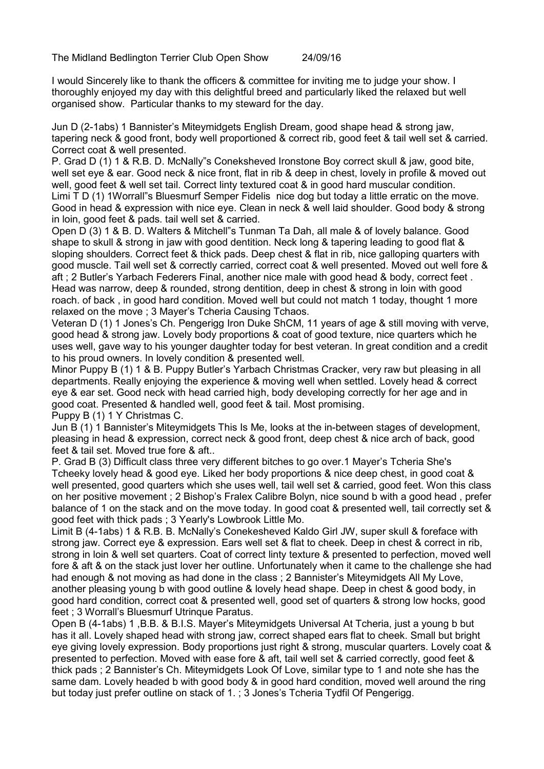The Midland Bedlington Terrier Club Open Show 24/09/16

I would Sincerely like to thank the officers & committee for inviting me to judge your show. I thoroughly enjoyed my day with this delightful breed and particularly liked the relaxed but well organised show. Particular thanks to my steward for the day.

Jun D (2-1abs) 1 Bannister's Miteymidgets English Dream, good shape head & strong jaw, tapering neck & good front, body well proportioned & correct rib, good feet & tail well set & carried. Correct coat & well presented.

P. Grad D (1) 1 & R.B. D. McNally"s Coneksheved Ironstone Boy correct skull & jaw, good bite, well set eye & ear. Good neck & nice front, flat in rib & deep in chest, lovely in profile & moved out well, good feet & well set tail. Correct linty textured coat & in good hard muscular condition.

Limi T D (1) 1Worrall"s Bluesmurf Semper Fidelis nice dog but today a little erratic on the move. Good in head & expression with nice eye. Clean in neck & well laid shoulder. Good body & strong in loin, good feet & pads. tail well set & carried.

Open D (3) 1 & B. D. Walters & Mitchell"s Tunman Ta Dah, all male & of lovely balance. Good shape to skull & strong in jaw with good dentition. Neck long & tapering leading to good flat & sloping shoulders. Correct feet & thick pads. Deep chest & flat in rib, nice galloping quarters with good muscle. Tail well set & correctly carried, correct coat & well presented. Moved out well fore & aft ; 2 Butler's Yarbach Federers Final, another nice male with good head & body, correct feet . Head was narrow, deep & rounded, strong dentition, deep in chest & strong in loin with good roach. of back , in good hard condition. Moved well but could not match 1 today, thought 1 more relaxed on the move ; 3 Mayer's Tcheria Causing Tchaos.

Veteran D (1) 1 Jones's Ch. Pengerigg Iron Duke ShCM, 11 years of age & still moving with verve, good head & strong jaw. Lovely body proportions & coat of good texture, nice quarters which he uses well, gave way to his younger daughter today for best veteran. In great condition and a credit to his proud owners. In lovely condition & presented well.

Minor Puppy B (1) 1 & B. Puppy Butler's Yarbach Christmas Cracker, very raw but pleasing in all departments. Really enjoying the experience & moving well when settled. Lovely head & correct eye & ear set. Good neck with head carried high, body developing correctly for her age and in good coat. Presented & handled well, good feet & tail. Most promising.

Puppy B (1) 1 Y Christmas C.

Jun B (1) 1 Bannister's Miteymidgets This Is Me, looks at the in-between stages of development, pleasing in head & expression, correct neck & good front, deep chest & nice arch of back, good feet & tail set. Moved true fore & aft..

P. Grad B (3) Difficult class three very different bitches to go over.1 Mayer's Tcheria She's Tcheeky lovely head & good eye. Liked her body proportions & nice deep chest, in good coat & well presented, good quarters which she uses well, tail well set & carried, good feet. Won this class on her positive movement ; 2 Bishop's Fralex Calibre Bolyn, nice sound b with a good head , prefer balance of 1 on the stack and on the move today. In good coat & presented well, tail correctly set & good feet with thick pads ; 3 Yearly's Lowbrook Little Mo.

Limit B (4-1abs) 1 & R.B. B. McNally's Conekesheved Kaldo Girl JW, super skull & foreface with strong jaw. Correct eye & expression. Ears well set & flat to cheek. Deep in chest & correct in rib, strong in loin & well set quarters. Coat of correct linty texture & presented to perfection, moved well fore & aft & on the stack just lover her outline. Unfortunately when it came to the challenge she had had enough & not moving as had done in the class ; 2 Bannister's Miteymidgets All My Love, another pleasing young b with good outline & lovely head shape. Deep in chest & good body, in good hard condition, correct coat & presented well, good set of quarters & strong low hocks, good feet ; 3 Worrall's Bluesmurf Utrinque Paratus.

Open B (4-1abs) 1 ,B.B. & B.I.S. Mayer's Miteymidgets Universal At Tcheria, just a young b but has it all. Lovely shaped head with strong jaw, correct shaped ears flat to cheek. Small but bright eye giving lovely expression. Body proportions just right & strong, muscular quarters. Lovely coat & presented to perfection. Moved with ease fore & aft, tail well set & carried correctly, good feet & thick pads ; 2 Bannister's Ch. Miteymidgets Look Of Love, similar type to 1 and note she has the same dam. Lovely headed b with good body & in good hard condition, moved well around the ring but today just prefer outline on stack of 1. ; 3 Jones's Tcheria Tydfil Of Pengerigg.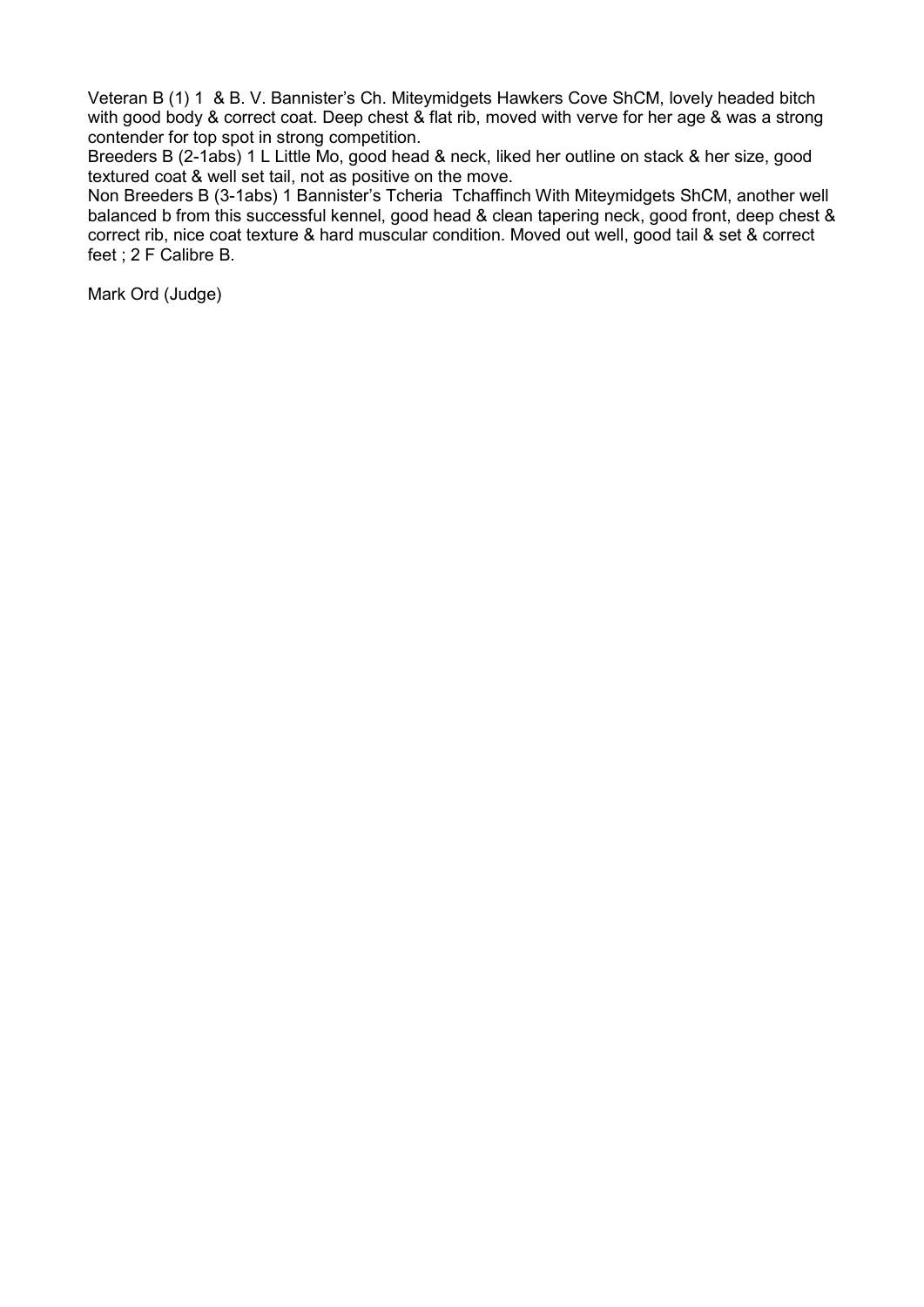Veteran B (1) 1 & B. V. Bannister's Ch. Miteymidgets Hawkers Cove ShCM, lovely headed bitch with good body & correct coat. Deep chest & flat rib, moved with verve for her age & was a strong contender for top spot in strong competition.

Breeders B (2-1abs) 1 L Little Mo, good head & neck, liked her outline on stack & her size, good textured coat & well set tail, not as positive on the move.

Non Breeders B (3-1abs) 1 Bannister's Tcheria Tchaffinch With Miteymidgets ShCM, another well balanced b from this successful kennel, good head & clean tapering neck, good front, deep chest & correct rib, nice coat texture & hard muscular condition. Moved out well, good tail & set & correct feet ; 2 F Calibre B.

Mark Ord (Judge)